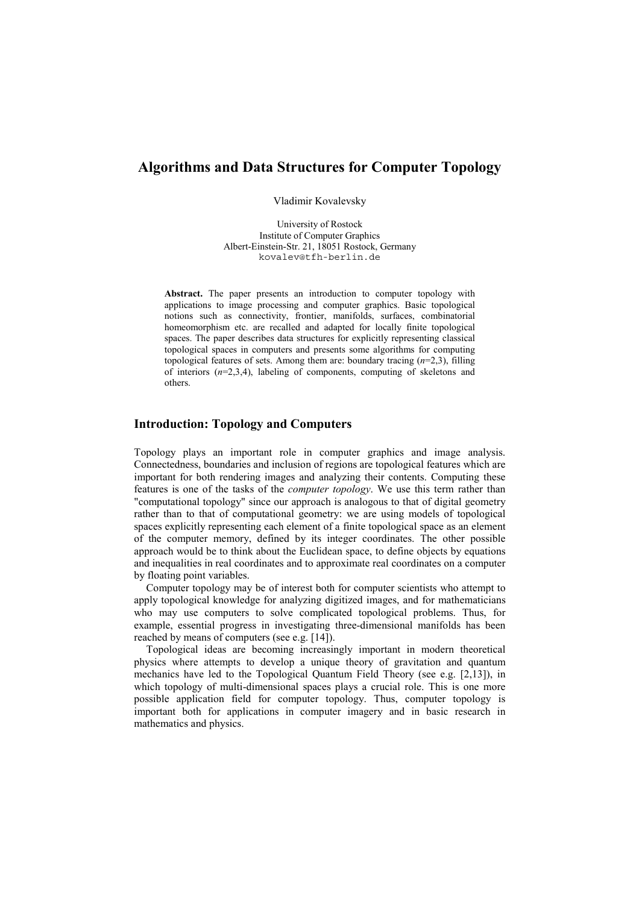# Algorithms and Data Structures for Computer Topology

Vladimir Kovalevsky

University of Rostock
Institute of Computer Graphics
Albert-Einstein-Str. 21, 18051 Rostock, Germany
kovalev@tfh-berlin.de

**Abstract.** The paper presents an introduction to computer topology with applications to image processing and computer graphics. Basic topological notions such as connectivity, frontier, manifolds, surfaces, combinatorial homeomorphism etc. are recalled and adapted for locally finite topological spaces. The paper describes data structures for explicitly representing classical topological spaces in computers and presents some algorithms for computing topological features of sets. Among them are: boundary tracing ($n$=2,3), filling of interiors ($n$=2,3,4), labeling of components, computing of skeletons and others.

## Introduction: Topology and Computers

Topology plays an important role in computer graphics and image analysis. Connectedness, boundaries and inclusion of regions are topological features which are important for both rendering images and analyzing their contents. Computing these features is one of the tasks of the *computer topology*. We use this term rather than "computational topology" since our approach is analogous to that of digital geometry rather than to that of computational geometry: we are using models of topological spaces explicitly representing each element of a finite topological space as an element of the computer memory, defined by its integer coordinates. The other possible approach would be to think about the Euclidean space, to define objects by equations and inequalities in real coordinates and to approximate real coordinates on a computer by floating point variables.

Computer topology may be of interest both for computer scientists who attempt to apply topological knowledge for analyzing digitized images, and for mathematicians who may use computers to solve complicated topological problems. Thus, for example, essential progress in investigating three-dimensional manifolds has been reached by means of computers (see e.g. [14]).

Topological ideas are becoming increasingly important in modern theoretical physics where attempts to develop a unique theory of gravitation and quantum mechanics have led to the Topological Quantum Field Theory (see e.g. [2,13]), in which topology of multi-dimensional spaces plays a crucial role. This is one more possible application field for computer topology. Thus, computer topology is important both for applications in computer imagery and in basic research in mathematics and physics.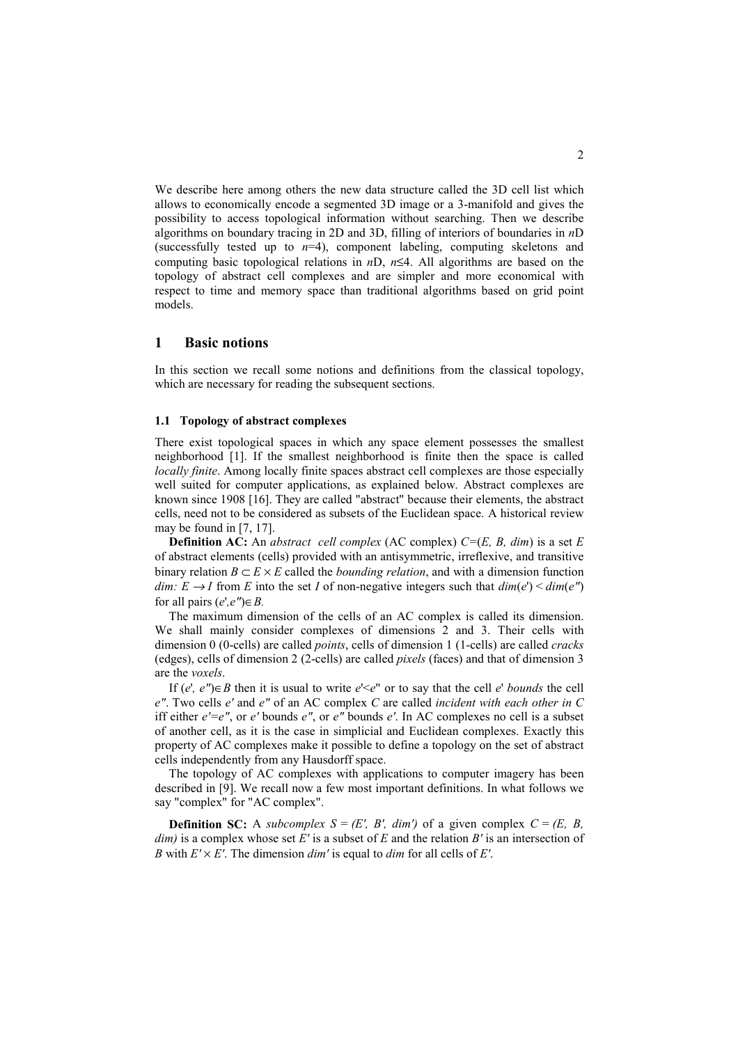We describe here among others the new data structure called the 3D cell list which allows to economically encode a segmented 3D image or a 3-manifold and gives the possibility to access topological information without searching. Then we describe algorithms on boundary tracing in 2D and 3D, filling of interiors of boundaries in *n*D (successfully tested up to $n$=4), component labeling, computing skeletons and computing basic topological relations in *n*D, $n \leq 4$. All algorithms are based on the topology of abstract cell complexes and are simpler and more economical with respect to time and memory space than traditional algorithms based on grid point models.

## 1 Basic notions

In this section we recall some notions and definitions from the classical topology, which are necessary for reading the subsequent sections.

### 1.1 Topology of abstract complexes

There exist topological spaces in which any space element possesses the smallest neighborhood [1]. If the smallest neighborhood is finite then the space is called *locally finite*. Among locally finite spaces abstract cell complexes are those especially well suited for computer applications, as explained below. Abstract complexes are known since 1908 [16]. They are called "abstract" because their elements, the abstract cells, need not to be considered as subsets of the Euclidean space. A historical review may be found in [7, 17].

**Definition AC:** An *abstract cell complex* (AC complex) $C$=($E$, $B$, $dim$) is a set $E$ of abstract elements (cells) provided with an antisymmetric, irreflexive, and transitive binary relation $B \subset E \times E$ called the *bounding relation*, and with a dimension function $dim$: $E \rightarrow I$ from $E$ into the set $I$ of non-negative integers such that $dim(e') < dim(e'')$ for all pairs $(e',e'') \in B$.

The maximum dimension of the cells of an AC complex is called its dimension. We shall mainly consider complexes of dimensions 2 and 3. Their cells with dimension 0 (0-cells) are called *points*, cells of dimension 1 (1-cells) are called *cracks* (edges), cells of dimension 2 (2-cells) are called *pixels* (faces) and that of dimension 3 are the *voxels*.

If $(e', e'') \in B$ then it is usual to write $e'<e''$ or to say that the cell $e'$ *bounds* the cell $e''$. Two cells $e'$ and $e''$ of an AC complex $C$ are called *incident with each other in C* iff either $e'=e''$, or $e'$ bounds $e''$, or $e''$ bounds $e'$. In AC complexes no cell is a subset of another cell, as it is the case in simplicial and Euclidean complexes. Exactly this property of AC complexes make it possible to define a topology on the set of abstract cells independently from any Hausdorff space.

The topology of AC complexes with applications to computer imagery has been described in [9]. We recall now a few most important definitions. In what follows we say "complex" for "AC complex".

**Definition SC:** A *subcomplex* $S = (E', B', dim')$ of a given complex $C = (E, B, dim)$ is a complex whose set $E'$ is a subset of $E$ and the relation $B'$ is an intersection of $B$ with $E' \times E'$. The dimension $dim'$ is equal to $dim$ for all cells of $E'$.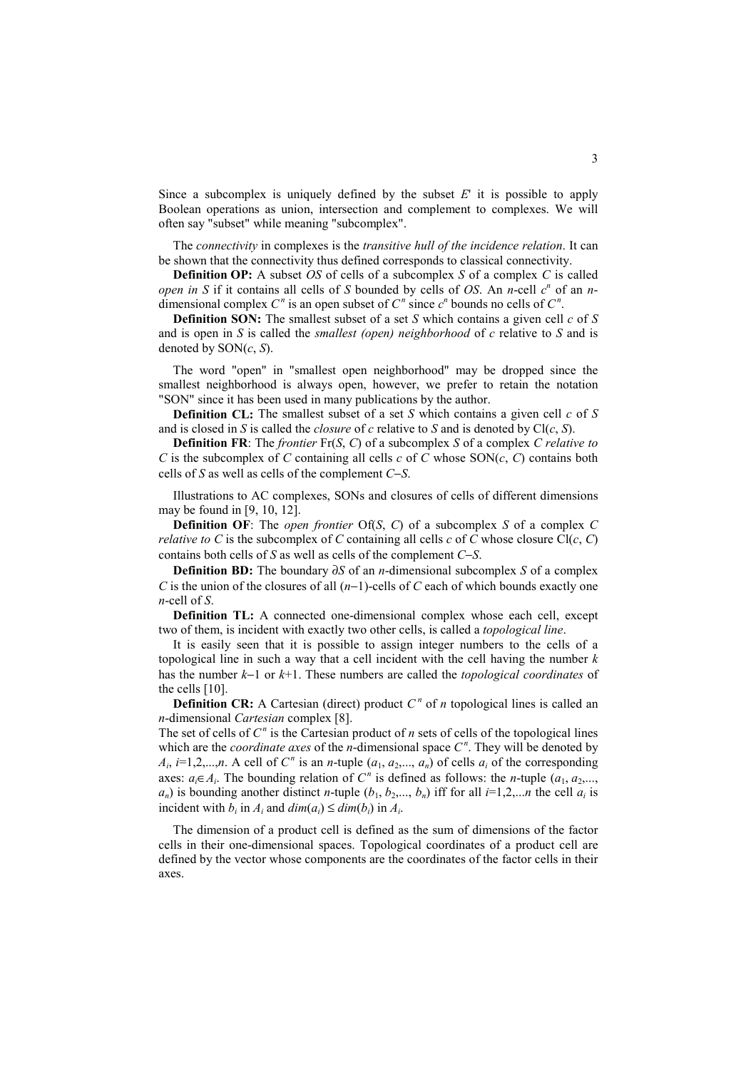Since a subcomplex is uniquely defined by the subset $E'$ it is possible to apply Boolean operations as union, intersection and complement to complexes. We will often say "subset" while meaning "subcomplex".

The *connectivity* in complexes is the *transitive hull of the incidence relation*. It can be shown that the connectivity thus defined corresponds to classical connectivity.

**Definition OP:** A subset *OS* of cells of a subcomplex *S* of a complex *C* is called *open in S* if it contains all cells of *S* bounded by cells of *OS*. An *n*-cell $c^n$ of an *n*-dimensional complex $C^n$ is an open subset of $C^n$ since $c^n$ bounds no cells of $C^n$.

**Definition SON:** The smallest subset of a set *S* which contains a given cell *c* of *S* and is open in *S* is called the *smallest (open) neighborhood* of *c* relative to *S* and is denoted by SON(*c*, *S*).

The word "open" in "smallest open neighborhood" may be dropped since the smallest neighborhood is always open, however, we prefer to retain the notation "SON" since it has been used in many publications by the author.

**Definition CL:** The smallest subset of a set *S* which contains a given cell *c* of *S* and is closed in *S* is called the *closure* of *c* relative to *S* and is denoted by Cl(*c*, *S*).

**Definition FR**: The *frontier* Fr(*S*, *C*) of a subcomplex *S* of a complex *C relative to C* is the subcomplex of *C* containing all cells *c* of *C* whose SON(*c*, *C*) contains both cells of *S* as well as cells of the complement *C*−*S*.

Illustrations to AC complexes, SONs and closures of cells of different dimensions may be found in [9, 10, 12].

**Definition OF**: The *open frontier* Of(*S*, *C*) of a subcomplex *S* of a complex *C relative to C* is the subcomplex of *C* containing all cells *c* of *C* whose closure Cl(*c*, *C*) contains both cells of *S* as well as cells of the complement *C*−*S*.

**Definition BD:** The boundary $\partial S$ of an *n*-dimensional subcomplex *S* of a complex *C* is the union of the closures of all $(n-1)$-cells of *C* each of which bounds exactly one *n*-cell of *S*.

**Definition TL:** A connected one-dimensional complex whose each cell, except two of them, is incident with exactly two other cells, is called a *topological line*.

It is easily seen that it is possible to assign integer numbers to the cells of a topological line in such a way that a cell incident with the cell having the number *k* has the number $k-1$ or $k+1$. These numbers are called the *topological coordinates* of the cells [10].

**Definition CR:** A Cartesian (direct) product $C^n$ of *n* topological lines is called an *n*-dimensional *Cartesian* complex [8].
The set of cells of $C^n$ is the Cartesian product of *n* sets of cells of the topological lines which are the *coordinate axes* of the *n*-dimensional space $C^n$. They will be denoted by $A_i$, $i$=1,2,...,$n$. A cell of $C^n$ is an *n*-tuple $(a_1, a_2,..., a_n)$ of cells $a_i$ of the corresponding axes: $a_i \in A_i$. The bounding relation of $C^n$ is defined as follows: the *n*-tuple $(a_1, a_2,..., a_n)$ is bounding another distinct *n*-tuple $(b_1, b_2,..., b_n)$ iff for all $i$=1,2,...$n$ the cell $a_i$ is incident with $b_i$ in $A_i$ and $dim(a_i) \leq dim(b_i)$ in $A_i$.

The dimension of a product cell is defined as the sum of dimensions of the factor cells in their one-dimensional spaces. Topological coordinates of a product cell are defined by the vector whose components are the coordinates of the factor cells in their axes.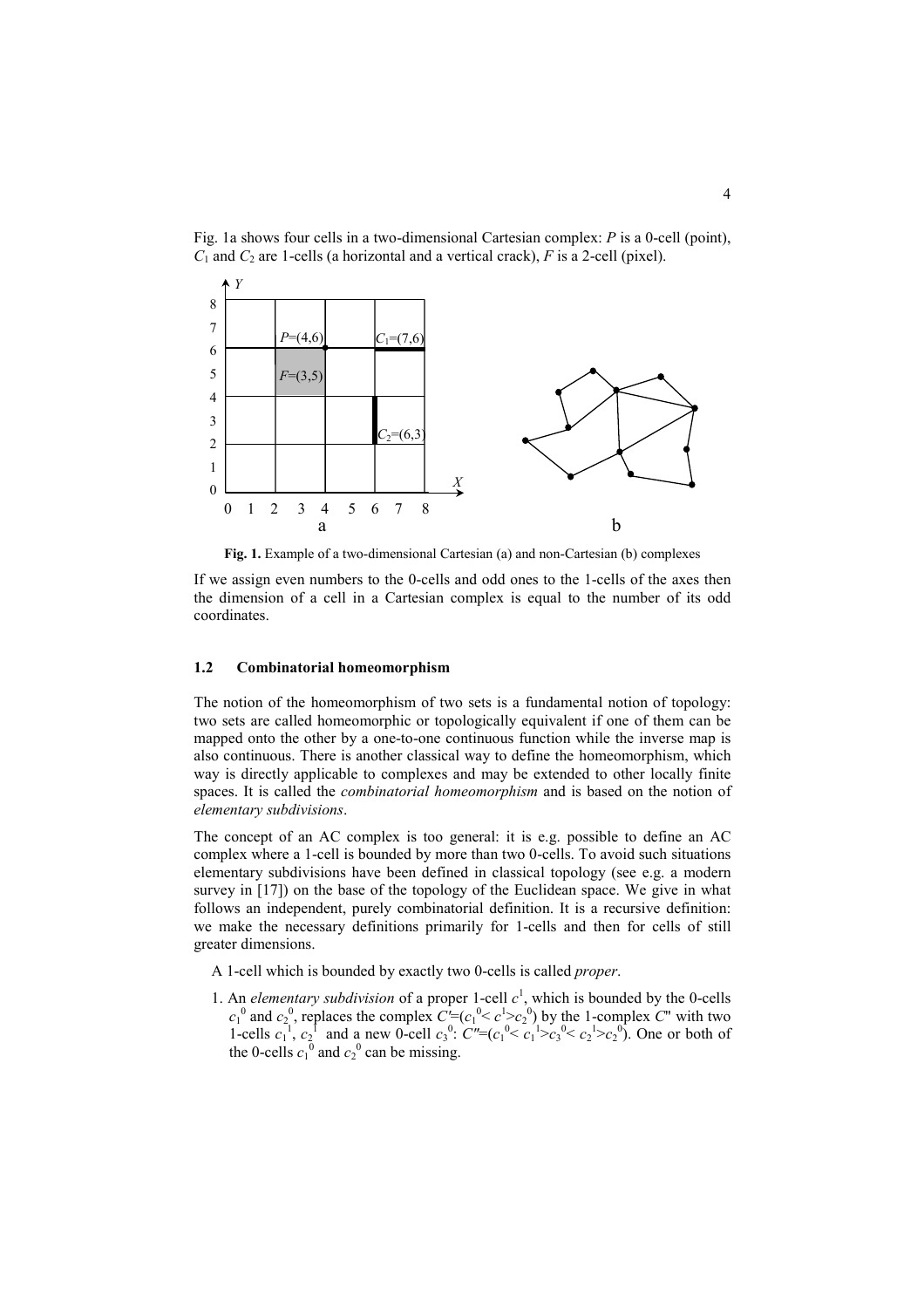Fig. 1a shows four cells in a two-dimensional Cartesian complex: $P$ is a 0-cell (point), $C_1$ and $C_2$ are 1-cells (a horizontal and a vertical crack), $F$ is a 2-cell (pixel).

**Fig. 1.** Example of a two-dimensional Cartesian (a) and non-Cartesian (b) complexes

If we assign even numbers to the 0-cells and odd ones to the 1-cells of the axes then the dimension of a cell in a Cartesian complex is equal to the number of its odd coordinates.

### 1.2 Combinatorial homeomorphism

The notion of the homeomorphism of two sets is a fundamental notion of topology: two sets are called homeomorphic or topologically equivalent if one of them can be mapped onto the other by a one-to-one continuous function while the inverse map is also continuous. There is another classical way to define the homeomorphism, which way is directly applicable to complexes and may be extended to other locally finite spaces. It is called the *combinatorial homeomorphism* and is based on the notion of *elementary subdivisions*.

The concept of an AC complex is too general: it is e.g. possible to define an AC complex where a 1-cell is bounded by more than two 0-cells. To avoid such situations elementary subdivisions have been defined in classical topology (see e.g. a modern survey in [17]) on the base of the topology of the Euclidean space. We give in what follows an independent, purely combinatorial definition. It is a recursive definition: we make the necessary definitions primarily for 1-cells and then for cells of still greater dimensions.

A 1-cell which is bounded by exactly two 0-cells is called *proper*.

1. An *elementary subdivision* of a proper 1-cell $c^1$, which is bounded by the 0-cells $c_1^0$ and $c_2^0$, replaces the complex $C'=(c_1^0< c^1>c_2^0)$ by the 1-complex $C''$ with two 1-cells $c_1^1$, $c_2^1$ and a new 0-cell $c_3^0$: $C''=(c_1^0< c_1^1>c_3^0< c_2^1>c_2^0)$. One or both of the 0-cells $c_1^0$ and $c_2^0$ can be missing.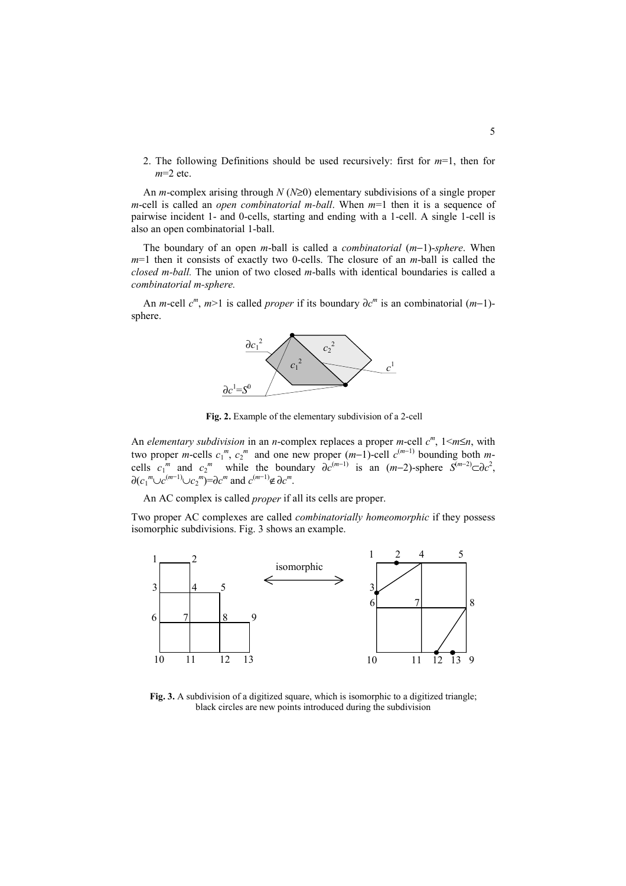2. The following Definitions should be used recursively: first for $m$=1, then for $m$=2 etc.

An $m$-complex arising through $N$ ($N$≥0) elementary subdivisions of a single proper $m$-cell is called an *open combinatorial m-ball*. When $m$=1 then it is a sequence of pairwise incident 1- and 0-cells, starting and ending with a 1-cell. A single 1-cell is also an open combinatorial 1-ball.

The boundary of an open $m$-ball is called a *combinatorial* ($m$−1)*-sphere*. When $m$=1 then it consists of exactly two 0-cells. The closure of an $m$-ball is called the *closed m-ball.* The union of two closed $m$-balls with identical boundaries is called a *combinatorial m-sphere.*

An $m$-cell $c^m$, $m$>1 is called *proper* if its boundary $\partial c^m$ is an combinatorial ($m$−1)-sphere.

**Fig. 2.** Example of the elementary subdivision of a 2-cell

An *elementary subdivision* in an $n$-complex replaces a proper $m$-cell $c^m$, $1<m\leq n$, with two proper $m$-cells $c_1^m$, $c_2^m$ and one new proper ($m$−1)-cell $c^{(m-1)}$ bounding both $m$-cells $c_1^m$ and $c_2^m$ while the boundary $\partial c^{(m-1)}$ is an ($m$−2)-sphere $S^{(m-2)}\subset\partial c^2$, $\partial(c_1^m\cup c^{(m-1)}\cup c_2^m)=\partial c^m$ and $c^{(m-1)}\notin\partial c^m$.

An AC complex is called *proper* if all its cells are proper.

Two proper AC complexes are called *combinatorially homeomorphic* if they possess isomorphic subdivisions. Fig. 3 shows an example.

**Fig. 3.** A subdivision of a digitized square, which is isomorphic to a digitized triangle; black circles are new points introduced during the subdivision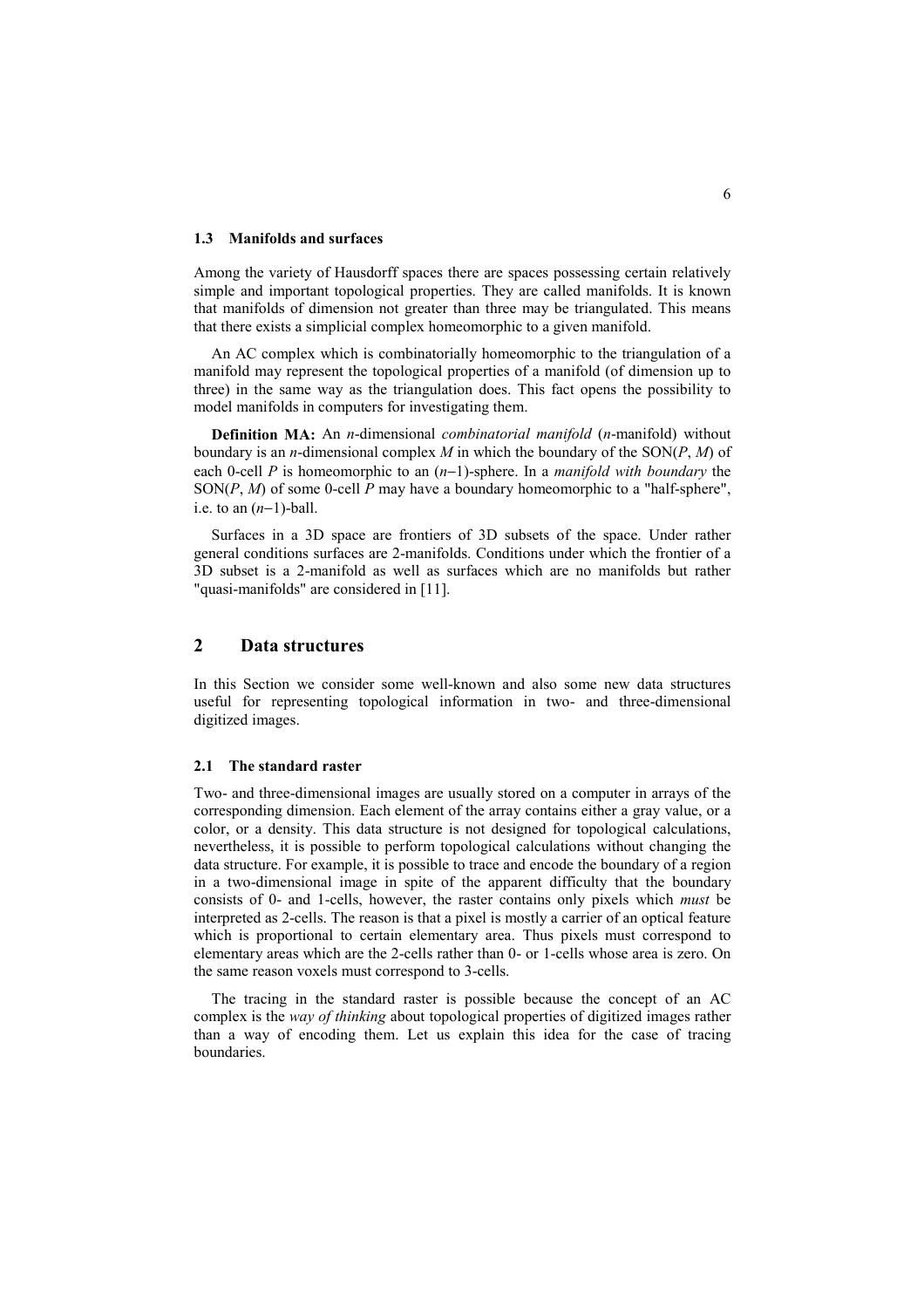### 1.3 Manifolds and surfaces

Among the variety of Hausdorff spaces there are spaces possessing certain relatively simple and important topological properties. They are called manifolds. It is known that manifolds of dimension not greater than three may be triangulated. This means that there exists a simplicial complex homeomorphic to a given manifold.

An AC complex which is combinatorially homeomorphic to the triangulation of a manifold may represent the topological properties of a manifold (of dimension up to three) in the same way as the triangulation does. This fact opens the possibility to model manifolds in computers for investigating them.

**Definition MA:** An $n$-dimensional *combinatorial manifold* ($n$-manifold) without boundary is an $n$-dimensional complex $M$ in which the boundary of the SON($P$, $M$) of each 0-cell $P$ is homeomorphic to an $(n-1)$-sphere. In a *manifold with boundary* the SON($P$, $M$) of some 0-cell $P$ may have a boundary homeomorphic to a "half-sphere", i.e. to an $(n-1)$-ball.

Surfaces in a 3D space are frontiers of 3D subsets of the space. Under rather general conditions surfaces are 2-manifolds. Conditions under which the frontier of a 3D subset is a 2-manifold as well as surfaces which are no manifolds but rather "quasi-manifolds" are considered in [11].

## 2 Data structures

In this Section we consider some well-known and also some new data structures useful for representing topological information in two- and three-dimensional digitized images.

### 2.1 The standard raster

Two- and three-dimensional images are usually stored on a computer in arrays of the corresponding dimension. Each element of the array contains either a gray value, or a color, or a density. This data structure is not designed for topological calculations, nevertheless, it is possible to perform topological calculations without changing the data structure. For example, it is possible to trace and encode the boundary of a region in a two-dimensional image in spite of the apparent difficulty that the boundary consists of 0- and 1-cells, however, the raster contains only pixels which *must* be interpreted as 2-cells. The reason is that a pixel is mostly a carrier of an optical feature which is proportional to certain elementary area. Thus pixels must correspond to elementary areas which are the 2-cells rather than 0- or 1-cells whose area is zero. On the same reason voxels must correspond to 3-cells.

The tracing in the standard raster is possible because the concept of an AC complex is the *way of thinking* about topological properties of digitized images rather than a way of encoding them. Let us explain this idea for the case of tracing boundaries.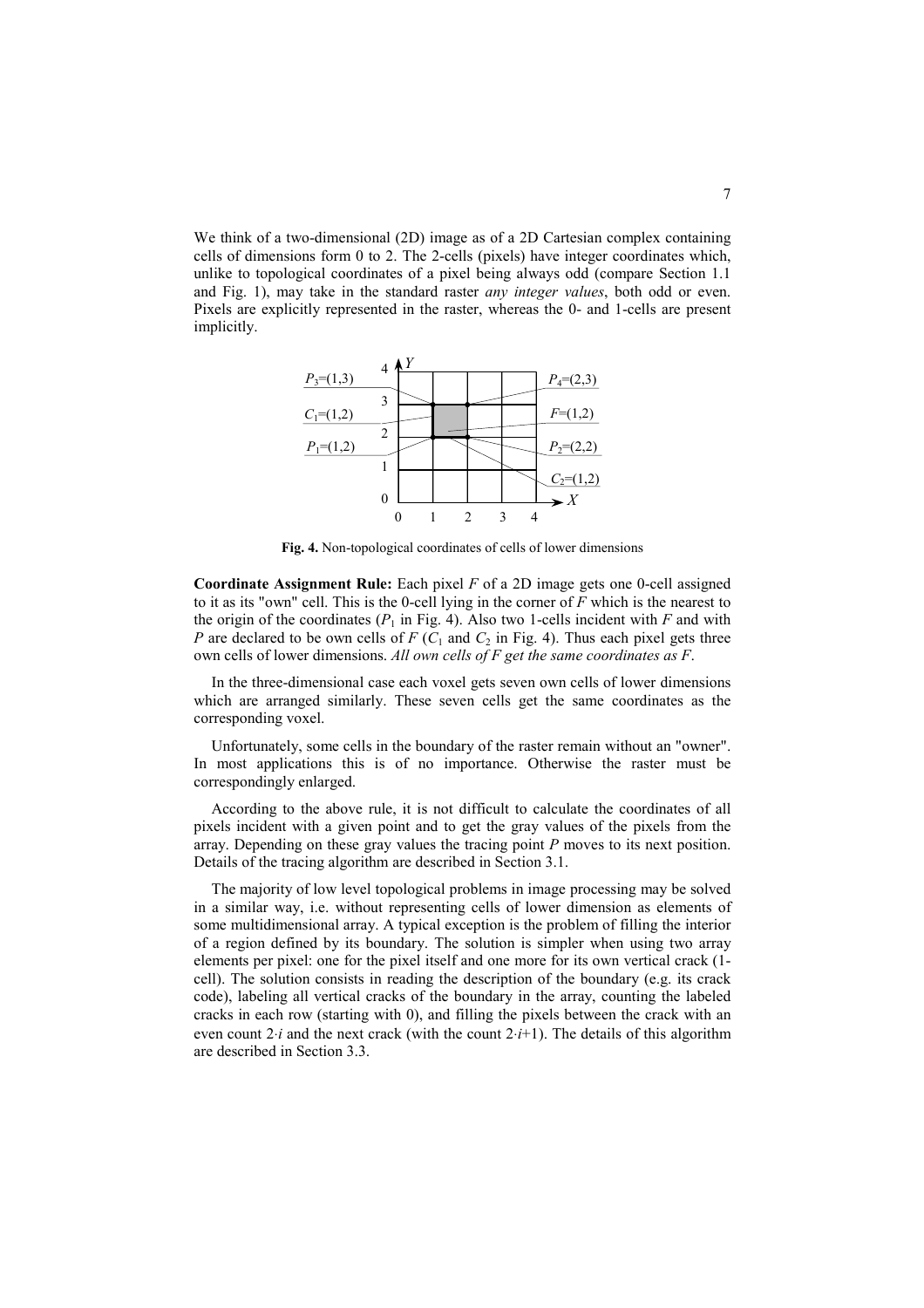We think of a two-dimensional (2D) image as of a 2D Cartesian complex containing cells of dimensions form 0 to 2. The 2-cells (pixels) have integer coordinates which, unlike to topological coordinates of a pixel being always odd (compare Section 1.1 and Fig. 1), may take in the standard raster *any integer values*, both odd or even. Pixels are explicitly represented in the raster, whereas the 0- and 1-cells are present implicitly.

**Fig. 4.** Non-topological coordinates of cells of lower dimensions

**Coordinate Assignment Rule:** Each pixel $F$ of a 2D image gets one 0-cell assigned to it as its "own" cell. This is the 0-cell lying in the corner of $F$ which is the nearest to the origin of the coordinates ($P_1$ in Fig. 4). Also two 1-cells incident with $F$ and with $P$ are declared to be own cells of $F$ ($C_1$ and $C_2$ in Fig. 4). Thus each pixel gets three own cells of lower dimensions. *All own cells of F get the same coordinates as F*.

In the three-dimensional case each voxel gets seven own cells of lower dimensions which are arranged similarly. These seven cells get the same coordinates as the corresponding voxel.

Unfortunately, some cells in the boundary of the raster remain without an "owner". In most applications this is of no importance. Otherwise the raster must be correspondingly enlarged.

According to the above rule, it is not difficult to calculate the coordinates of all pixels incident with a given point and to get the gray values of the pixels from the array. Depending on these gray values the tracing point $P$ moves to its next position. Details of the tracing algorithm are described in Section 3.1.

The majority of low level topological problems in image processing may be solved in a similar way, i.e. without representing cells of lower dimension as elements of some multidimensional array. A typical exception is the problem of filling the interior of a region defined by its boundary. The solution is simpler when using two array elements per pixel: one for the pixel itself and one more for its own vertical crack (1-cell). The solution consists in reading the description of the boundary (e.g. its crack code), labeling all vertical cracks of the boundary in the array, counting the labeled cracks in each row (starting with 0), and filling the pixels between the crack with an even count $2{\cdot}i$ and the next crack (with the count $2{\cdot}i{+}1$). The details of this algorithm are described in Section 3.3.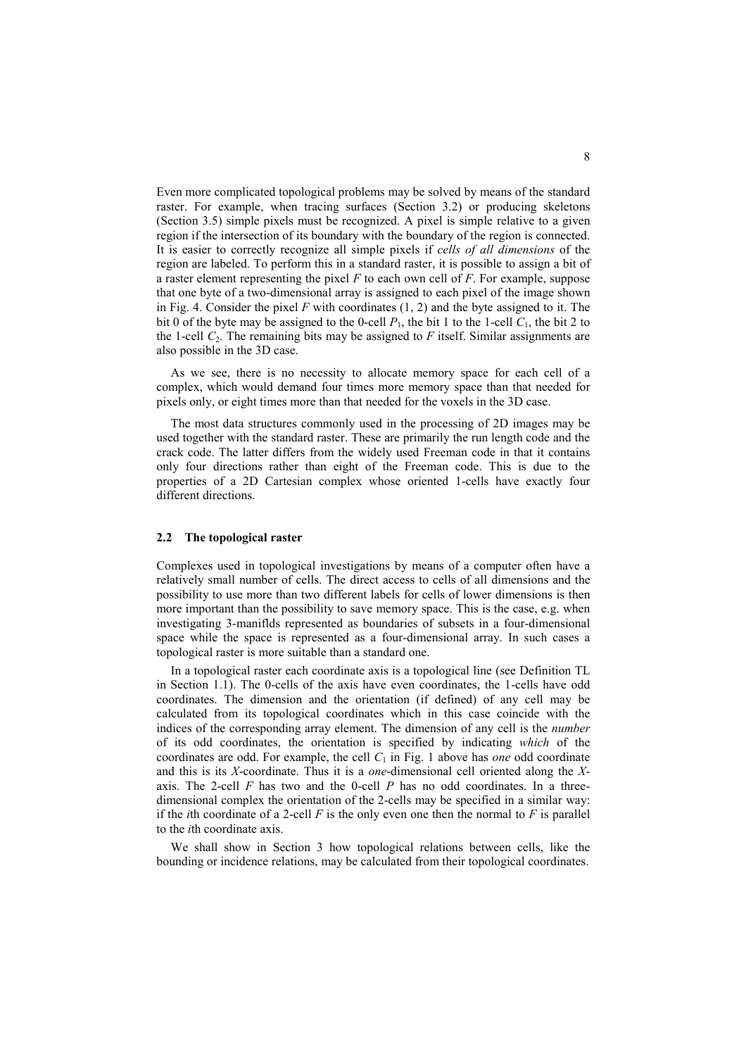Even more complicated topological problems may be solved by means of the standard raster. For example, when tracing surfaces (Section 3.2) or producing skeletons (Section 3.5) simple pixels must be recognized. A pixel is simple relative to a given region if the intersection of its boundary with the boundary of the region is connected. It is easier to correctly recognize all simple pixels if *cells of all dimensions* of the region are labeled. To perform this in a standard raster, it is possible to assign a bit of a raster element representing the pixel $F$ to each own cell of $F$. For example, suppose that one byte of a two-dimensional array is assigned to each pixel of the image shown in Fig. 4. Consider the pixel $F$ with coordinates (1, 2) and the byte assigned to it. The bit 0 of the byte may be assigned to the 0-cell $P_1$, the bit 1 to the 1-cell $C_1$, the bit 2 to the 1-cell $C_2$. The remaining bits may be assigned to $F$ itself. Similar assignments are also possible in the 3D case.

As we see, there is no necessity to allocate memory space for each cell of a complex, which would demand four times more memory space than that needed for pixels only, or eight times more than that needed for the voxels in the 3D case.

The most data structures commonly used in the processing of 2D images may be used together with the standard raster. These are primarily the run length code and the crack code. The latter differs from the widely used Freeman code in that it contains only four directions rather than eight of the Freeman code. This is due to the properties of a 2D Cartesian complex whose oriented 1-cells have exactly four different directions.

### 2.2 The topological raster

Complexes used in topological investigations by means of a computer often have a relatively small number of cells. The direct access to cells of all dimensions and the possibility to use more than two different labels for cells of lower dimensions is then more important than the possibility to save memory space. This is the case, e.g. when investigating 3-maniflds represented as boundaries of subsets in a four-dimensional space while the space is represented as a four-dimensional array. In such cases a topological raster is more suitable than a standard one.

In a topological raster each coordinate axis is a topological line (see Definition TL in Section 1.1). The 0-cells of the axis have even coordinates, the 1-cells have odd coordinates. The dimension and the orientation (if defined) of any cell may be calculated from its topological coordinates which in this case coincide with the indices of the corresponding array element. The dimension of any cell is the *number* of its odd coordinates, the orientation is specified by indicating *which* of the coordinates are odd. For example, the cell $C_1$ in Fig. 1 above has *one* odd coordinate and this is its $X$-coordinate. Thus it is a *one*-dimensional cell oriented along the $X$-axis. The 2-cell $F$ has two and the 0-cell $P$ has no odd coordinates. In a three-dimensional complex the orientation of the 2-cells may be specified in a similar way: if the $i$th coordinate of a 2-cell $F$ is the only even one then the normal to $F$ is parallel to the $i$th coordinate axis.

We shall show in Section 3 how topological relations between cells, like the bounding or incidence relations, may be calculated from their topological coordinates.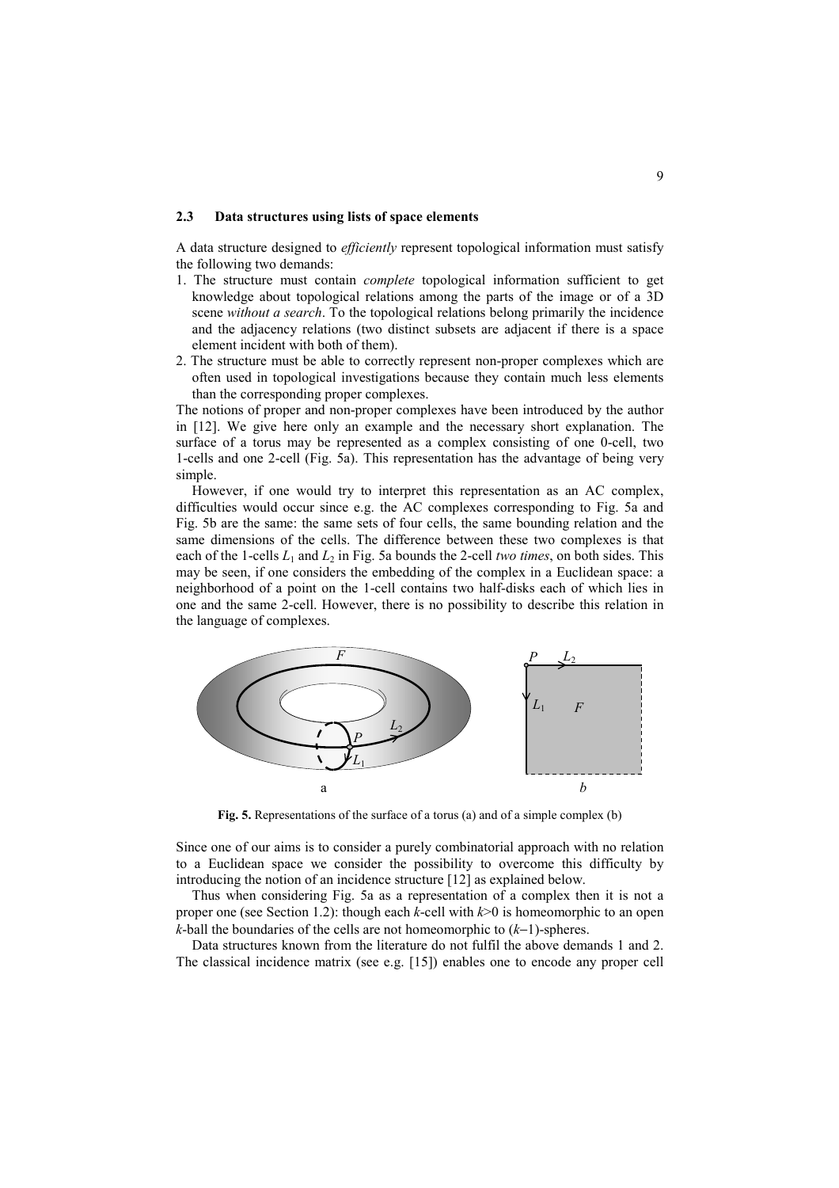### 2.3 Data structures using lists of space elements

A data structure designed to *efficiently* represent topological information must satisfy the following two demands:

1. The structure must contain *complete* topological information sufficient to get knowledge about topological relations among the parts of the image or of a 3D scene *without a search*. To the topological relations belong primarily the incidence and the adjacency relations (two distinct subsets are adjacent if there is a space element incident with both of them).
2. The structure must be able to correctly represent non-proper complexes which are often used in topological investigations because they contain much less elements than the corresponding proper complexes.

The notions of proper and non-proper complexes have been introduced by the author in [12]. We give here only an example and the necessary short explanation. The surface of a torus may be represented as a complex consisting of one 0-cell, two 1-cells and one 2-cell (Fig. 5a). This representation has the advantage of being very simple.

However, if one would try to interpret this representation as an AC complex, difficulties would occur since e.g. the AC complexes corresponding to Fig. 5a and Fig. 5b are the same: the same sets of four cells, the same bounding relation and the same dimensions of the cells. The difference between these two complexes is that each of the 1-cells $L_1$ and $L_2$ in Fig. 5a bounds the 2-cell *two times*, on both sides. This may be seen, if one considers the embedding of the complex in a Euclidean space: a neighborhood of a point on the 1-cell contains two half-disks each of which lies in one and the same 2-cell. However, there is no possibility to describe this relation in the language of complexes.

**Fig. 5.** Representations of the surface of a torus (a) and of a simple complex (b)

Since one of our aims is to consider a purely combinatorial approach with no relation to a Euclidean space we consider the possibility to overcome this difficulty by introducing the notion of an incidence structure [12] as explained below.

Thus when considering Fig. 5a as a representation of a complex then it is not a proper one (see Section 1.2): though each $k$-cell with $k$>0 is homeomorphic to an open $k$-ball the boundaries of the cells are not homeomorphic to ($k$−1)-spheres.

Data structures known from the literature do not fulfil the above demands 1 and 2. The classical incidence matrix (see e.g. [15]) enables one to encode any proper cell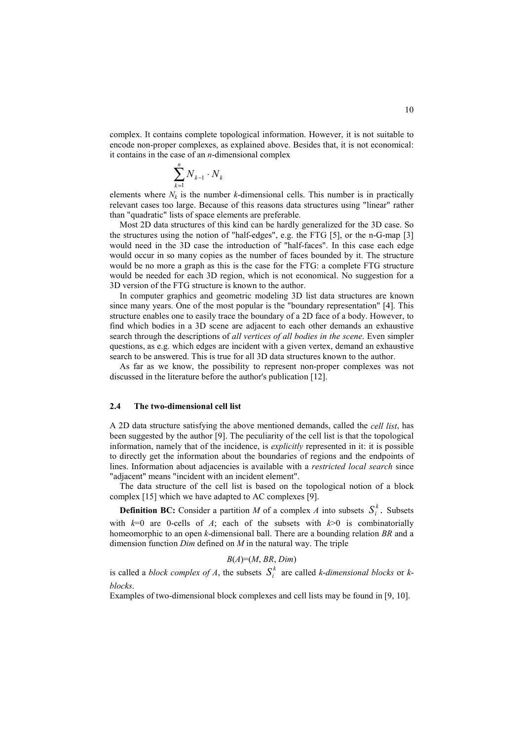complex. It contains complete topological information. However, it is not suitable to encode non-proper complexes, as explained above. Besides that, it is not economical: it contains in the case of an $n$-dimensional complex

$$\sum_{k=1}^{n} N_{k-1} \cdot N_k$$

elements where $N_k$ is the number $k$-dimensional cells. This number is in practically relevant cases too large. Because of this reasons data structures using "linear" rather than "quadratic" lists of space elements are preferable.

Most 2D data structures of this kind can be hardly generalized for the 3D case. So the structures using the notion of "half-edges", e.g. the FTG [5], or the n-G-map [3] would need in the 3D case the introduction of "half-faces". In this case each edge would occur in so many copies as the number of faces bounded by it. The structure would be no more a graph as this is the case for the FTG: a complete FTG structure would be needed for each 3D region, which is not economical. No suggestion for a 3D version of the FTG structure is known to the author.

In computer graphics and geometric modeling 3D list data structures are known since many years. One of the most popular is the "boundary representation" [4]. This structure enables one to easily trace the boundary of a 2D face of a body. However, to find which bodies in a 3D scene are adjacent to each other demands an exhaustive search through the descriptions of *all vertices of all bodies in the scene*. Even simpler questions, as e.g. which edges are incident with a given vertex, demand an exhaustive search to be answered. This is true for all 3D data structures known to the author.

As far as we know, the possibility to represent non-proper complexes was not discussed in the literature before the author's publication [12].

### 2.4 The two-dimensional cell list

A 2D data structure satisfying the above mentioned demands, called the *cell list*, has been suggested by the author [9]. The peculiarity of the cell list is that the topological information, namely that of the incidence, is *explicitly* represented in it: it is possible to directly get the information about the boundaries of regions and the endpoints of lines. Information about adjacencies is available with a *restricted local search* since "adjacent" means "incident with an incident element".

The data structure of the cell list is based on the topological notion of a block complex [15] which we have adapted to AC complexes [9].

**Definition BC:** Consider a partition $M$ of a complex $A$ into subsets $S_i^k$. Subsets with $k$=0 are 0-cells of $A$; each of the subsets with $k$>0 is combinatorially homeomorphic to an open $k$-dimensional ball. There are a bounding relation $BR$ and a dimension function $Dim$ defined on $M$ in the natural way. The triple

$$B(A)=(M, BR, Dim)$$

is called a *block complex of A*, the subsets $S_i^k$ are called *k-dimensional blocks* or *k-blocks*.

Examples of two-dimensional block complexes and cell lists may be found in [9, 10].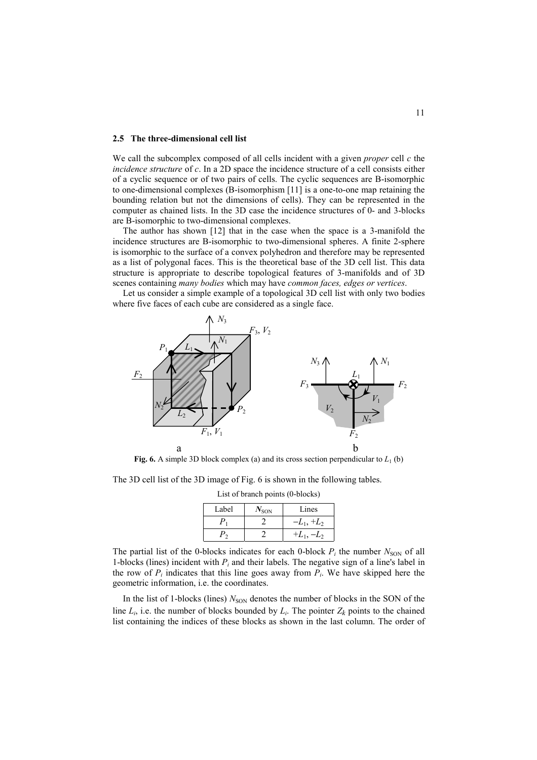### 2.5 The three-dimensional cell list

We call the subcomplex composed of all cells incident with a given *proper* cell $c$ the *incidence structure* of $c$. In a 2D space the incidence structure of a cell consists either of a cyclic sequence or of two pairs of cells. The cyclic sequences are B-isomorphic to one-dimensional complexes (B-isomorphism [11] is a one-to-one map retaining the bounding relation but not the dimensions of cells). They can be represented in the computer as chained lists. In the 3D case the incidence structures of 0- and 3-blocks are B-isomorphic to two-dimensional complexes.

The author has shown [12] that in the case when the space is a 3-manifold the incidence structures are B-isomorphic to two-dimensional spheres. A finite 2-sphere is isomorphic to the surface of a convex polyhedron and therefore may be represented as a list of polygonal faces. This is the theoretical base of the 3D cell list. This data structure is appropriate to describe topological features of 3-manifolds and of 3D scenes containing *many bodies* which may have *common faces, edges or vertices*.

Let us consider a simple example of a topological 3D cell list with only two bodies where five faces of each cube are considered as a single face.

**Fig. 6.** A simple 3D block complex (a) and its cross section perpendicular to $L_1$ (b)

The 3D cell list of the 3D image of Fig. 6 is shown in the following tables.

List of branch points (0-blocks)

| Label | $N_{SON}$ | Lines |
|---|---|---|
| $P_1$ | 2 | $-L_1, +L_2$ |
| $P_2$ | 2 | $+L_1, -L_2$ |

The partial list of the 0-blocks indicates for each 0-block $P_i$ the number $N_{SON}$ of all 1-blocks (lines) incident with $P_i$ and their labels. The negative sign of a line's label in the row of $P_i$ indicates that this line goes away from $P_i$. We have skipped here the geometric information, i.e. the coordinates.

In the list of 1-blocks (lines) $N_{SON}$ denotes the number of blocks in the SON of the line $L_i$, i.e. the number of blocks bounded by $L_i$. The pointer $Z_k$ points to the chained list containing the indices of these blocks as shown in the last column. The order of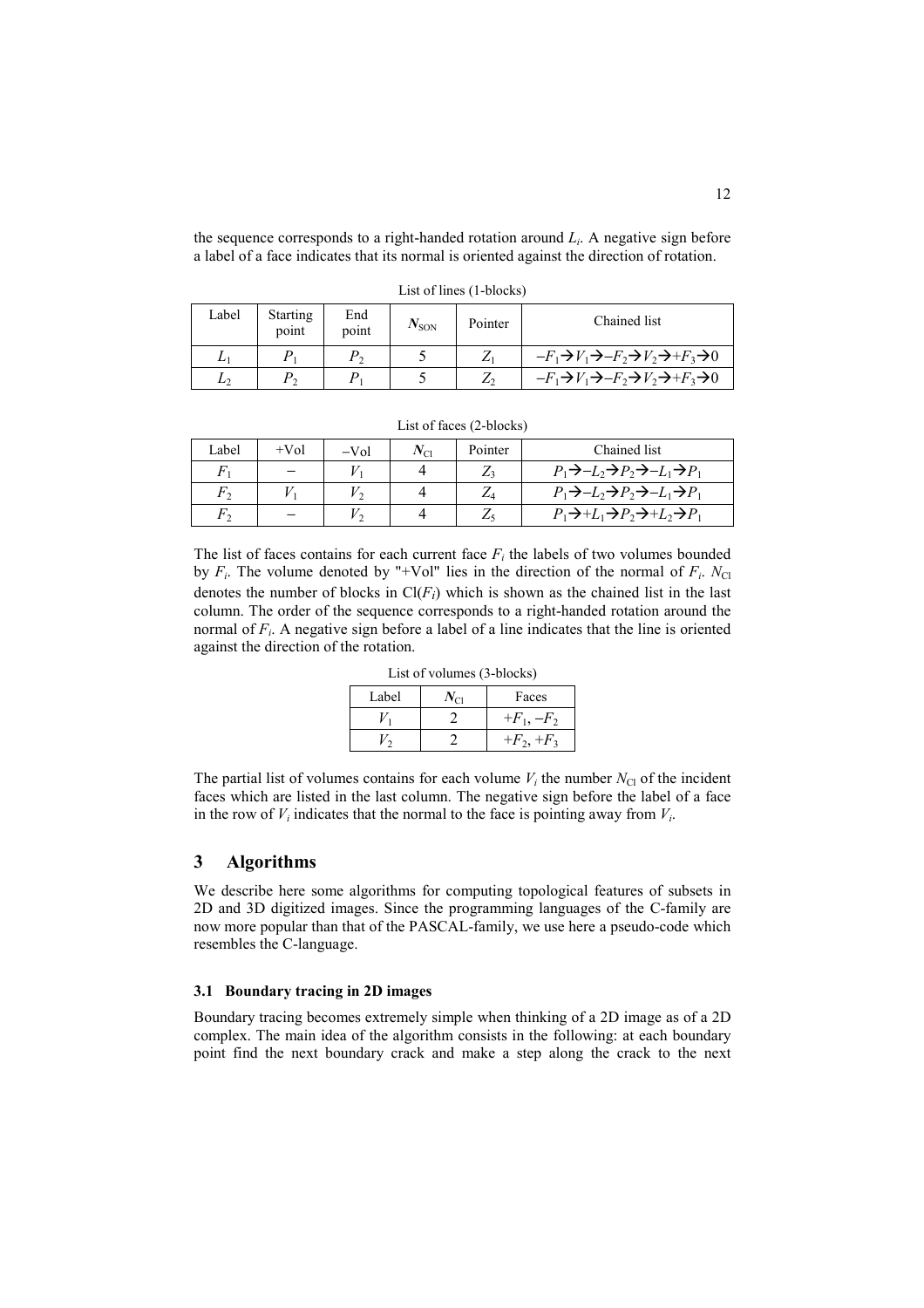the sequence corresponds to a right-handed rotation around $L_i$. A negative sign before a label of a face indicates that its normal is oriented against the direction of rotation.

List of lines (1-blocks)

| Label | Starting point | End point | $N_{SON}$ | Pointer | Chained list |
|---|---|---|---|---|---|
| $L_1$ | $P_1$ | $P_2$ | 5 | $Z_1$ | $-F_1 \rightarrow V_1 \rightarrow -F_2 \rightarrow V_2 \rightarrow +F_3 \rightarrow 0$ |
| $L_2$ | $P_2$ | $P_1$ | 5 | $Z_2$ | $-F_1 \rightarrow V_1 \rightarrow -F_2 \rightarrow V_2 \rightarrow +F_3 \rightarrow 0$ |

List of faces (2-blocks)

| Label | +Vol | −Vol | $N_{Cl}$ | Pointer | Chained list |
|---|---|---|---|---|---|
| $F_1$ | − | $V_1$ | 4 | $Z_3$ | $P_1 \rightarrow -L_2 \rightarrow P_2 \rightarrow -L_1 \rightarrow P_1$ |
| $F_2$ | $V_1$ | $V_2$ | 4 | $Z_4$ | $P_1 \rightarrow -L_2 \rightarrow P_2 \rightarrow -L_1 \rightarrow P_1$ |
| $F_2$ | − | $V_2$ | 4 | $Z_5$ | $P_1 \rightarrow +L_1 \rightarrow P_2 \rightarrow +L_2 \rightarrow P_1$ |

The list of faces contains for each current face $F_i$ the labels of two volumes bounded by $F_i$. The volume denoted by "+Vol" lies in the direction of the normal of $F_i$. $N_{Cl}$ denotes the number of blocks in $Cl(F_i)$ which is shown as the chained list in the last column. The order of the sequence corresponds to a right-handed rotation around the normal of $F_i$. A negative sign before a label of a line indicates that the line is oriented against the direction of the rotation.

List of volumes (3-blocks)

| Label | $N_{Cl}$ | Faces |
|---|---|---|
| $V_1$ | 2 | $+F_1$, $-F_2$ |
| $V_2$ | 2 | $+F_2$, $+F_3$ |

The partial list of volumes contains for each volume $V_i$ the number $N_{Cl}$ of the incident faces which are listed in the last column. The negative sign before the label of a face in the row of $V_i$ indicates that the normal to the face is pointing away from $V_i$.

## 3 Algorithms

We describe here some algorithms for computing topological features of subsets in 2D and 3D digitized images. Since the programming languages of the C-family are now more popular than that of the PASCAL-family, we use here a pseudo-code which resembles the C-language.

### 3.1 Boundary tracing in 2D images

Boundary tracing becomes extremely simple when thinking of a 2D image as of a 2D complex. The main idea of the algorithm consists in the following: at each boundary point find the next boundary crack and make a step along the crack to the next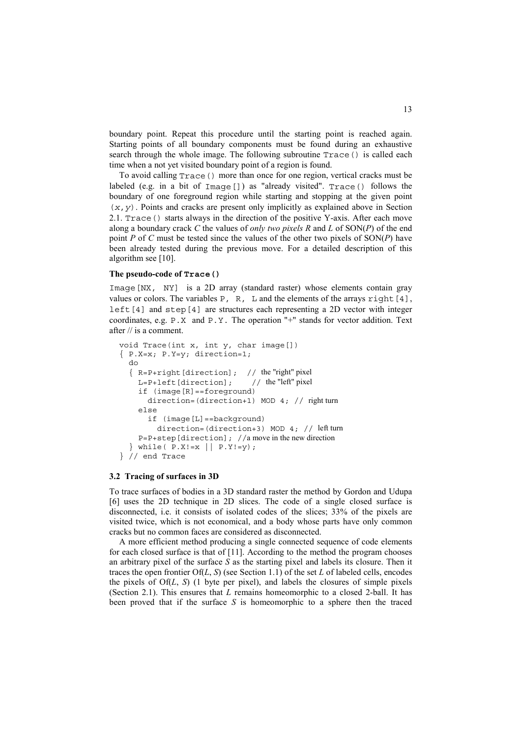boundary point. Repeat this procedure until the starting point is reached again. Starting points of all boundary components must be found during an exhaustive search through the whole image. The following subroutine `Trace()` is called each time when a not yet visited boundary point of a region is found.

To avoid calling `Trace()` more than once for one region, vertical cracks must be labeled (e.g. in a bit of `Image[]`) as "already visited". `Trace()` follows the boundary of one foreground region while starting and stopping at the given point `(x,y)`. Points and cracks are present only implicitly as explained above in Section 2.1. `Trace()` starts always in the direction of the positive Y-axis. After each move along a boundary crack *C* the values of *only two pixels R* and *L* of SON(*P*) of the end point *P* of *C* must be tested since the values of the other two pixels of SON(*P*) have been already tested during the previous move. For a detailed description of this algorithm see [10].

#### The pseudo-code of `Trace()`

`Image[NX, NY]` is a 2D array (standard raster) whose elements contain gray values or colors. The variables `P`, `R`, `L` and the elements of the arrays `right[4]`, `left[4]` and `step[4]` are structures each representing a 2D vector with integer coordinates, e.g. `P.X` and `P.Y`. The operation "+" stands for vector addition. Text after // is a comment.

```
void Trace(int x, int y, char image[])
{ P.X=x; P.Y=y; direction=1;
  do
  { R=P+right[direction];   // the "right" pixel
    L=P+left[direction];    // the "left" pixel
    if (image[R]==foreground)
      direction=(direction+1) MOD 4; // right turn
    else
      if (image[L]==background)
        direction=(direction+3) MOD 4; // left turn
    P=P+step[direction]; //a move in the new direction
  } while( P.X!=x || P.Y!=y);
} // end Trace
```

### 3.2 Tracing of surfaces in 3D

To trace surfaces of bodies in a 3D standard raster the method by Gordon and Udupa [6] uses the 2D technique in 2D slices. The code of a single closed surface is disconnected, i.e. it consists of isolated codes of the slices; 33% of the pixels are visited twice, which is not economical, and a body whose parts have only common cracks but no common faces are considered as disconnected.

A more efficient method producing a single connected sequence of code elements for each closed surface is that of [11]. According to the method the program chooses an arbitrary pixel of the surface *S* as the starting pixel and labels its closure. Then it traces the open frontier Of(*L*, *S*) (see Section 1.1) of the set *L* of labeled cells, encodes the pixels of Of(*L*, *S*) (1 byte per pixel), and labels the closures of simple pixels (Section 2.1). This ensures that *L* remains homeomorphic to a closed 2-ball. It has been proved that if the surface *S* is homeomorphic to a sphere then the traced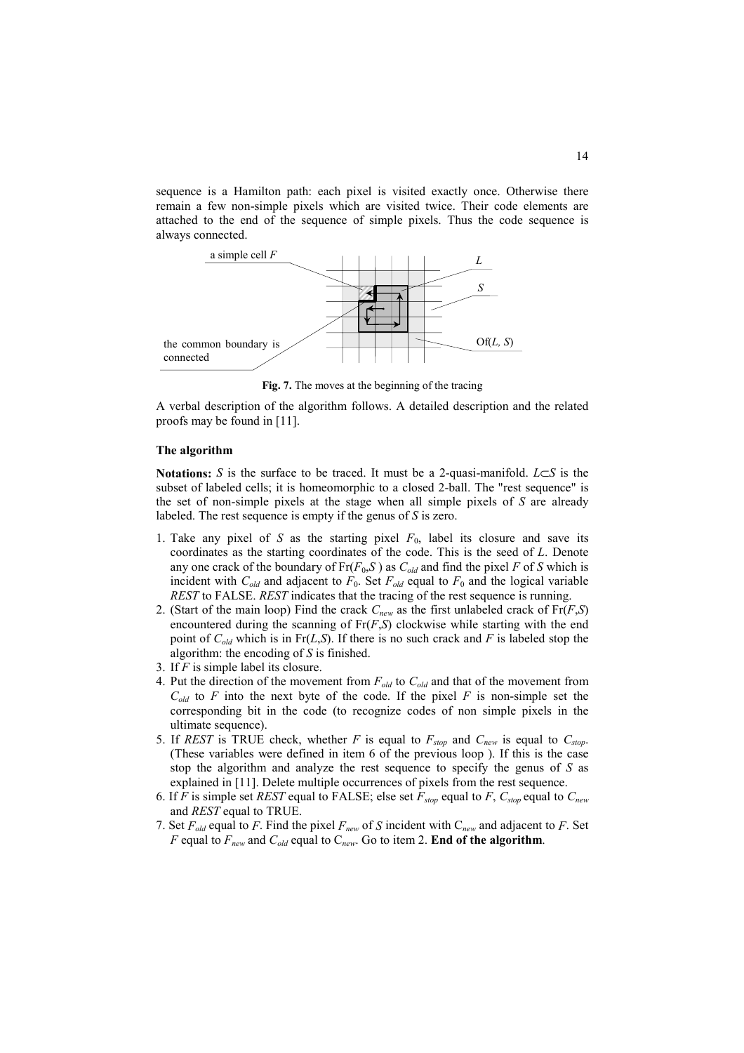sequence is a Hamilton path: each pixel is visited exactly once. Otherwise there remain a few non-simple pixels which are visited twice. Their code elements are attached to the end of the sequence of simple pixels. Thus the code sequence is always connected.

**Fig. 7.** The moves at the beginning of the tracing

A verbal description of the algorithm follows. A detailed description and the related proofs may be found in [11].

### The algorithm

**Notations:** $S$ is the surface to be traced. It must be a 2-quasi-manifold. $L \subset S$ is the subset of labeled cells; it is homeomorphic to a closed 2-ball. The "rest sequence" is the set of non-simple pixels at the stage when all simple pixels of $S$ are already labeled. The rest sequence is empty if the genus of $S$ is zero.

1. Take any pixel of $S$ as the starting pixel $F_0$, label its closure and save its coordinates as the starting coordinates of the code. This is the seed of $L$. Denote any one crack of the boundary of $\mathrm{Fr}(F_0,S)$ as $C_{old}$ and find the pixel $F$ of $S$ which is incident with $C_{old}$ and adjacent to $F_0$. Set $F_{old}$ equal to $F_0$ and the logical variable *REST* to FALSE. *REST* indicates that the tracing of the rest sequence is running.
2. (Start of the main loop) Find the crack $C_{new}$ as the first unlabeled crack of $\mathrm{Fr}(F,S)$ encountered during the scanning of $\mathrm{Fr}(F,S)$ clockwise while starting with the end point of $C_{old}$ which is in $\mathrm{Fr}(L,S)$. If there is no such crack and $F$ is labeled stop the algorithm: the encoding of $S$ is finished.
3. If $F$ is simple label its closure.
4. Put the direction of the movement from $F_{old}$ to $C_{old}$ and that of the movement from $C_{old}$ to $F$ into the next byte of the code. If the pixel $F$ is non-simple set the corresponding bit in the code (to recognize codes of non simple pixels in the ultimate sequence).
5. If *REST* is TRUE check, whether $F$ is equal to $F_{stop}$ and $C_{new}$ is equal to $C_{stop}$. (These variables were defined in item 6 of the previous loop ). If this is the case stop the algorithm and analyze the rest sequence to specify the genus of $S$ as explained in [11]. Delete multiple occurrences of pixels from the rest sequence.
6. If $F$ is simple set *REST* equal to FALSE; else set $F_{stop}$ equal to $F$, $C_{stop}$ equal to $C_{new}$ and *REST* equal to TRUE.
7. Set $F_{old}$ equal to $F$. Find the pixel $F_{new}$ of $S$ incident with $C_{new}$ and adjacent to $F$. Set $F$ equal to $F_{new}$ and $C_{old}$ equal to $C_{new}$. Go to item 2. **End of the algorithm**.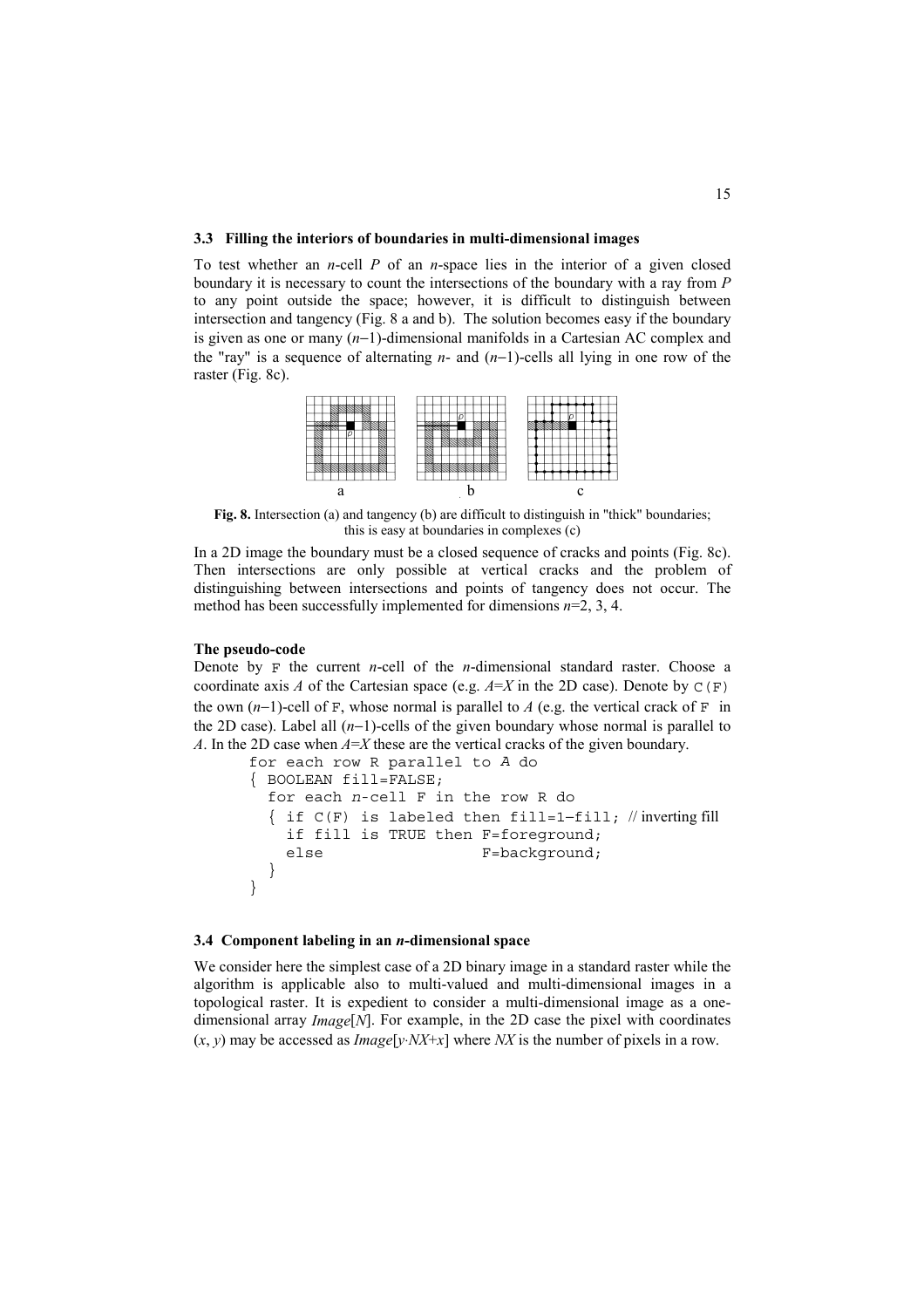### 3.3 Filling the interiors of boundaries in multi-dimensional images

To test whether an $n$-cell $P$ of an $n$-space lies in the interior of a given closed boundary it is necessary to count the intersections of the boundary with a ray from $P$ to any point outside the space; however, it is difficult to distinguish between intersection and tangency (Fig. 8 a and b). The solution becomes easy if the boundary is given as one or many $(n-1)$-dimensional manifolds in a Cartesian AC complex and the "ray" is a sequence of alternating $n$- and $(n-1)$-cells all lying in one row of the raster (Fig. 8c).

**Fig. 8.** Intersection (a) and tangency (b) are difficult to distinguish in "thick" boundaries; this is easy at boundaries in complexes (c)

In a 2D image the boundary must be a closed sequence of cracks and points (Fig. 8c). Then intersections are only possible at vertical cracks and the problem of distinguishing between intersections and points of tangency does not occur. The method has been successfully implemented for dimensions $n$=2, 3, 4.

**The pseudo-code**

Denote by `F` the current $n$-cell of the $n$-dimensional standard raster. Choose a coordinate axis $A$ of the Cartesian space (e.g. $A=X$ in the 2D case). Denote by `C(F)` the own $(n-1)$-cell of `F`, whose normal is parallel to $A$ (e.g. the vertical crack of `F` in the 2D case). Label all $(n-1)$-cells of the given boundary whose normal is parallel to $A$. In the 2D case when $A=X$ these are the vertical cracks of the given boundary.

```
for each row R parallel to A do
{ BOOLEAN fill=FALSE;
  for each n-cell F in the row R do
  { if C(F) is labeled then fill=1−fill; // inverting fill
    if fill is TRUE then F=foreground;
    else                 F=background;
  }
}
```

### 3.4 Component labeling in an *n*-dimensional space

We consider here the simplest case of a 2D binary image in a standard raster while the algorithm is applicable also to multi-valued and multi-dimensional images in a topological raster. It is expedient to consider a multi-dimensional image as a one-dimensional array *Image*[*N*]. For example, in the 2D case the pixel with coordinates $(x, y)$ may be accessed as *Image*[$y \cdot NX+x$] where $NX$ is the number of pixels in a row.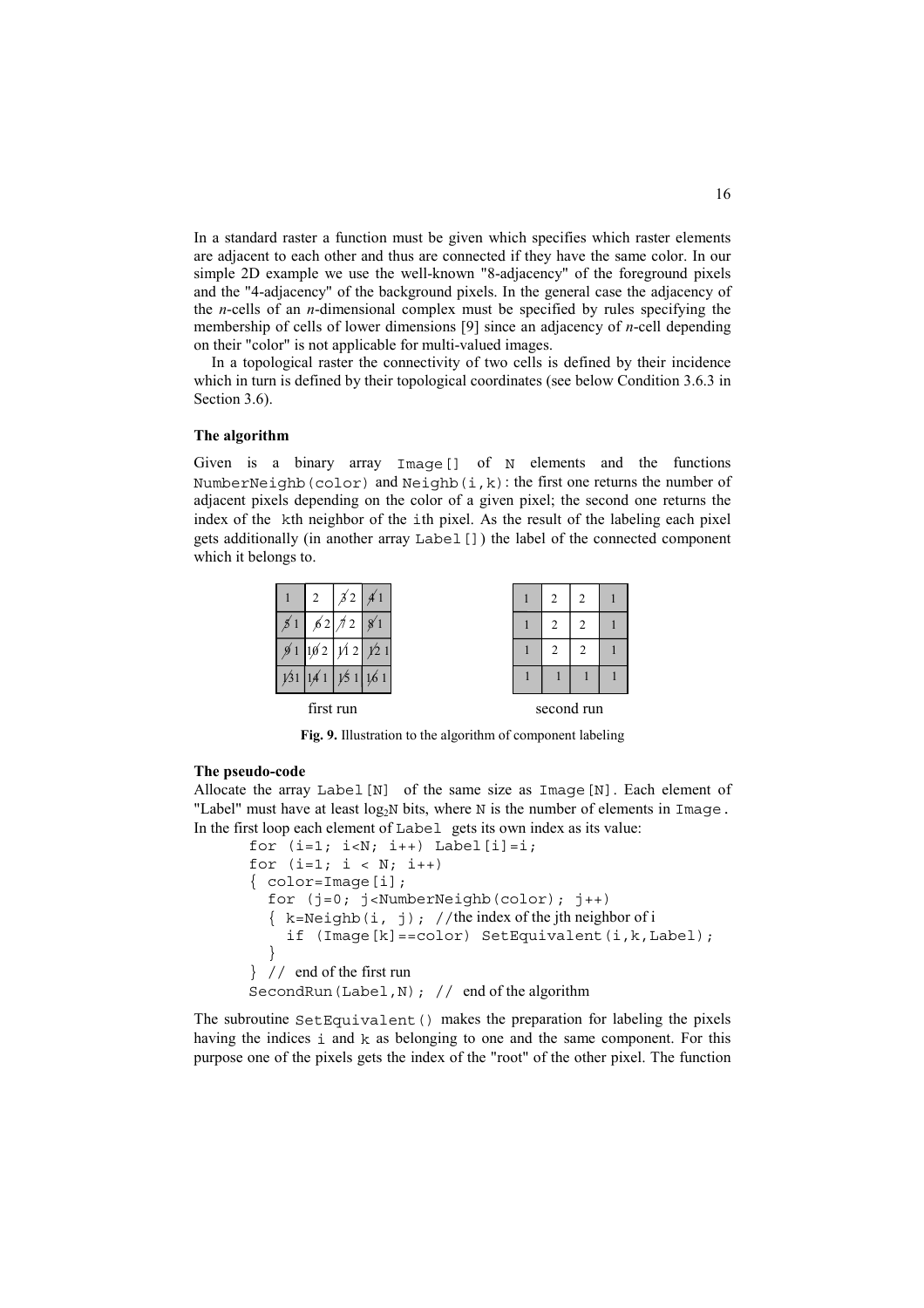In a standard raster a function must be given which specifies which raster elements are adjacent to each other and thus are connected if they have the same color. In our simple 2D example we use the well-known "8-adjacency" of the foreground pixels and the "4-adjacency" of the background pixels. In the general case the adjacency of the *n*-cells of an *n*-dimensional complex must be specified by rules specifying the membership of cells of lower dimensions [9] since an adjacency of *n*-cell depending on their "color" is not applicable for multi-valued images.

In a topological raster the connectivity of two cells is defined by their incidence which in turn is defined by their topological coordinates (see below Condition 3.6.3 in Section 3.6).

**The algorithm**

Given is a binary array `Image[]` of `N` elements and the functions `NumberNeighb(color)` and `Neighb(i,k)`: the first one returns the number of adjacent pixels depending on the color of a given pixel; the second one returns the index of the `k`th neighbor of the `i`th pixel. As the result of the labeling each pixel gets additionally (in another array `Label[]`) the label of the connected component which it belongs to.

first run:

| | | | |
|---|---|---|---|
| 1 | 2 | ~~3~~ 2 | ~~4~~ 1 |
| ~~5~~ 1 | ~~6~~ 2 | ~~7~~ 2 | ~~8~~ 1 |
| ~~9~~ 1 | ~~10~~ 2 | ~~11~~ 2 | ~~12~~ 1 |
| ~~13~~ 1 | ~~14~~ 1 | ~~15~~ 1 | ~~16~~ 1 |

second run:

| | | | |
|---|---|---|---|
| 1 | 2 | 2 | 1 |
| 1 | 2 | 2 | 1 |
| 1 | 2 | 2 | 1 |
| 1 | 1 | 1 | 1 |

**Fig. 9.** Illustration to the algorithm of component labeling

**The pseudo-code**

Allocate the array `Label[N]` of the same size as `Image[N]`. Each element of "Label" must have at least $\log_2 N$ bits, where `N` is the number of elements in `Image`. In the first loop each element of `Label` gets its own index as its value:

```
for (i=1; i<N; i++) Label[i]=i;
for (i=1; i < N; i++)
{ color=Image[i];
  for (j=0; j<NumberNeighb(color); j++)
  { k=Neighb(i, j); //the index of the jth neighbor of i
    if (Image[k]==color) SetEquivalent(i,k,Label);
  }
} // end of the first run
SecondRun(Label,N); // end of the algorithm
```

The subroutine `SetEquivalent()` makes the preparation for labeling the pixels having the indices `i` and `k` as belonging to one and the same component. For this purpose one of the pixels gets the index of the "root" of the other pixel. The function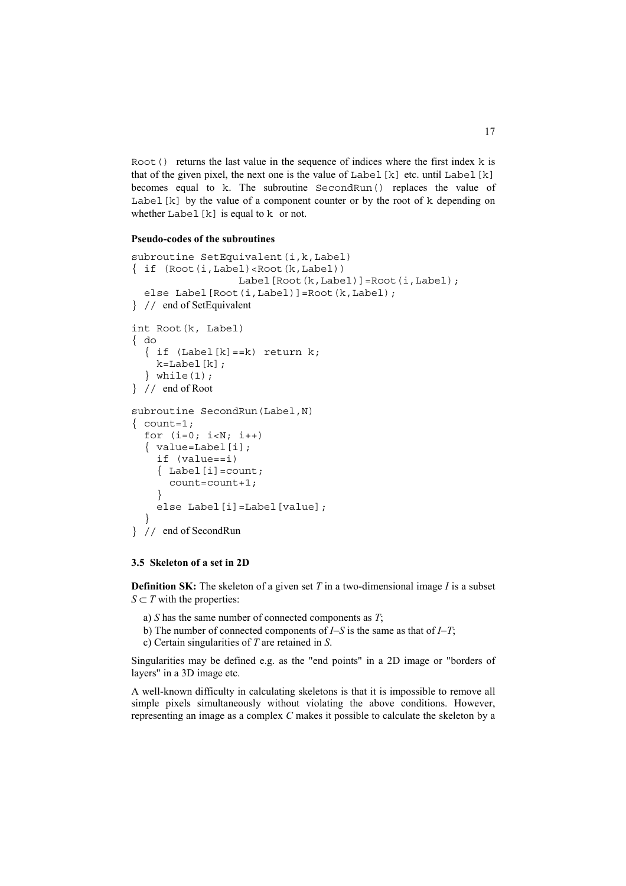`Root()` returns the last value in the sequence of indices where the first index `k` is that of the given pixel, the next one is the value of `Label[k]` etc. until `Label[k]` becomes equal to `k`. The subroutine `SecondRun()` replaces the value of `Label[k]` by the value of a component counter or by the root of `k` depending on whether `Label[k]` is equal to `k` or not.

**Pseudo-codes of the subroutines**

```
subroutine SetEquivalent(i,k,Label)
{ if (Root(i,Label)<Root(k,Label))
                  Label[Root(k,Label)]=Root(i,Label);
  else Label[Root(i,Label)]=Root(k,Label);
} // end of SetEquivalent

int Root(k, Label)
{ do
  { if (Label[k]==k) return k;
    k=Label[k];
  } while(1);
} // end of Root

subroutine SecondRun(Label,N)
{ count=1;
  for (i=0; i<N; i++)
  { value=Label[i];
    if (value==i)
    { Label[i]=count;
      count=count+1;
    }
    else Label[i]=Label[value];
  }
} // end of SecondRun
```

### 3.5 Skeleton of a set in 2D

**Definition SK:** The skeleton of a given set $T$ in a two-dimensional image $I$ is a subset $S \subset T$ with the properties:

a) $S$ has the same number of connected components as $T$;

b) The number of connected components of $I–S$ is the same as that of $I–T$;

c) Certain singularities of $T$ are retained in $S$.

Singularities may be defined e.g. as the "end points" in a 2D image or "borders of layers" in a 3D image etc.

A well-known difficulty in calculating skeletons is that it is impossible to remove all simple pixels simultaneously without violating the above conditions. However, representing an image as a complex $C$ makes it possible to calculate the skeleton by a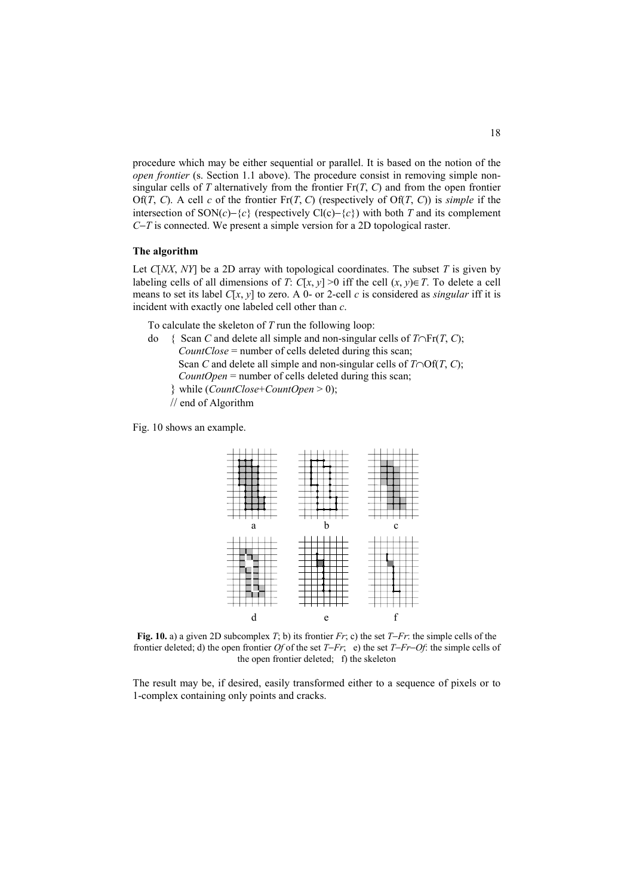procedure which may be either sequential or parallel. It is based on the notion of the *open frontier* (s. Section 1.1 above). The procedure consist in removing simple non-singular cells of $T$ alternatively from the frontier $\mathrm{Fr}(T, C)$ and from the open frontier $\mathrm{Of}(T, C)$. A cell $c$ of the frontier $\mathrm{Fr}(T, C)$ (respectively of $\mathrm{Of}(T, C)$) is *simple* if the intersection of $\mathrm{SON}(c)-\{c\}$ (respectively $\mathrm{Cl}(c)-\{c\}$) with both $T$ and its complement $C-T$ is connected. We present a simple version for a 2D topological raster.

### The algorithm

Let $C[NX, NY]$ be a 2D array with topological coordinates. The subset $T$ is given by labeling cells of all dimensions of $T$: $C[x, y] > 0$ iff the cell $(x, y) \in T$. To delete a cell means to set its label $C[x, y]$ to zero. A 0- or 2-cell $c$ is considered as *singular* iff it is incident with exactly one labeled cell other than $c$.

To calculate the skeleton of $T$ run the following loop:

```
do  { Scan C and delete all simple and non-singular cells of T∩Fr(T, C);
      CountClose = number of cells deleted during this scan;
      Scan C and delete all simple and non-singular cells of T∩Of(T, C);
      CountOpen = number of cells deleted during this scan;
    } while (CountClose+CountOpen > 0);
    // end of Algorithm
```

Fig. 10 shows an example.

**Fig. 10.** a) a given 2D subcomplex $T$; b) its frontier $Fr$; c) the set $T-Fr$: the simple cells of the frontier deleted; d) the open frontier $Of$ of the set $T-Fr$; e) the set $T-Fr-Of$: the simple cells of the open frontier deleted; f) the skeleton

The result may be, if desired, easily transformed either to a sequence of pixels or to 1-complex containing only points and cracks.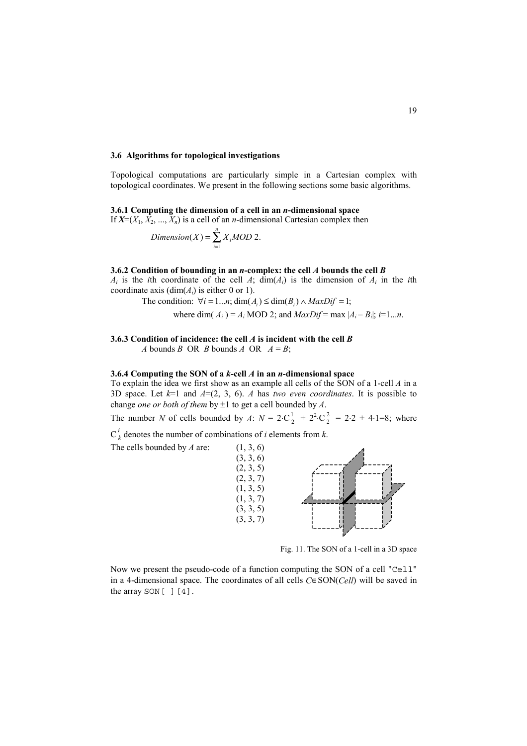### 3.6 Algorithms for topological investigations

Topological computations are particularly simple in a Cartesian complex with topological coordinates. We present in the following sections some basic algorithms.

#### 3.6.1 Computing the dimension of a cell in an *n*-dimensional space

If $\boldsymbol{X}=(X_1, X_2, ..., X_n)$ is a cell of an *n*-dimensional Cartesian complex then

$$Dimension(X) = \sum_{i=1}^{n} X_i MOD\ 2.$$

#### 3.6.2 Condition of bounding in an *n*-complex: the cell *A* bounds the cell *B*

$A_i$ is the *i*th coordinate of the cell *A*; $\dim(A_i)$ is the dimension of $A_i$ in the *i*th coordinate axis ($\dim(A_i)$ is either 0 or 1).

The condition: $\forall i = 1...n;\ \dim(A_i) \leq \dim(B_i) \wedge MaxDif = 1;$

where $\dim(A_i) = A_i$ MOD 2; and $MaxDif = \max |A_i - B_i|$; $i=1...n$.

#### 3.6.3 Condition of incidence: the cell *A* is incident with the cell *B*

*A* bounds *B* OR *B* bounds *A* OR $A = B$;

#### 3.6.4 Computing the SON of a *k*-cell *A* in an *n*-dimensional space

To explain the idea we first show as an example all cells of the SON of a 1-cell *A* in a 3D space. Let $k$=1 and $A$=(2, 3, 6). *A* has *two even coordinates*. It is possible to change *one or both of them* by ±1 to get a cell bounded by *A*.

The number *N* of cells bounded by *A*: $N = 2 \cdot C_2^1 + 2^2 \cdot C_2^2 = 2 \cdot 2 + 4 \cdot 1 = 8$; where $C_k^i$ denotes the number of combinations of *i* elements from *k*.

The cells bounded by *A* are:

(1, 3, 6)
(3, 3, 6)
(2, 3, 5)
(2, 3, 7)
(1, 3, 5)
(1, 3, 7)
(3, 3, 5)
(3, 3, 7)

Fig. 11. The SON of a 1-cell in a 3D space

Now we present the pseudo-code of a function computing the SON of a cell "Cell" in a 4-dimensional space. The coordinates of all cells $C \in$ SON(*Cell*) will be saved in the array `SON[ ][4]`.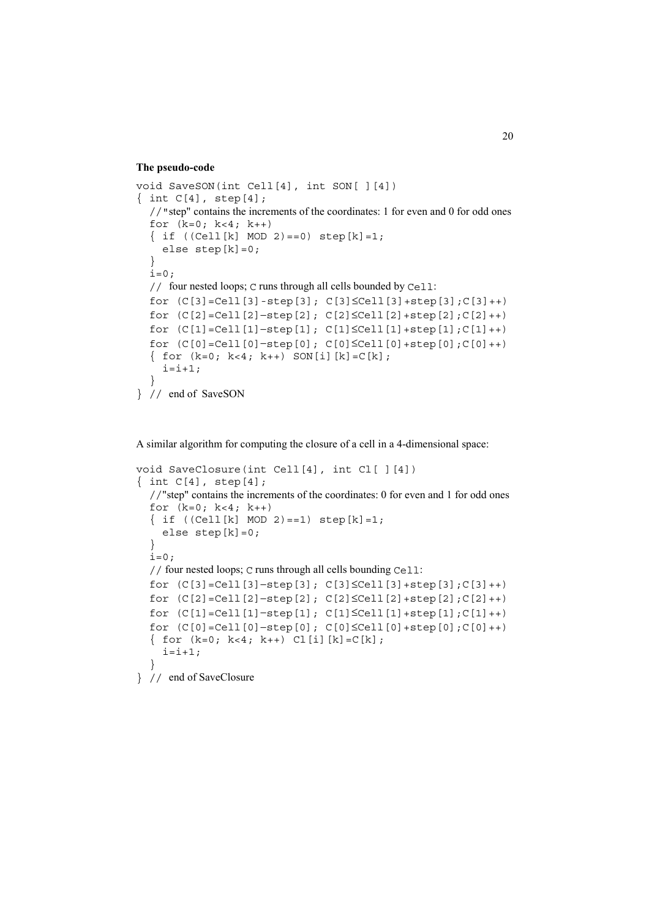**The pseudo-code**

```
void SaveSON(int Cell[4], int SON[ ][4])
{ int C[4], step[4];
  //"step" contains the increments of the coordinates: 1 for even and 0 for odd ones
  for (k=0; k<4; k++)
  { if ((Cell[k] MOD 2)==0) step[k]=1;
    else step[k]=0;
  }
  i=0;
  // four nested loops; C runs through all cells bounded by Cell:
  for (C[3]=Cell[3]-step[3]; C[3]≤Cell[3]+step[3];C[3]++)
  for (C[2]=Cell[2]−step[2]; C[2]≤Cell[2]+step[2];C[2]++)
  for (C[1]=Cell[1]−step[1]; C[1]≤Cell[1]+step[1];C[1]++)
  for (C[0]=Cell[0]−step[0]; C[0]≤Cell[0]+step[0];C[0]++)
  { for (k=0; k<4; k++) SON[i][k]=C[k];
    i=i+1;
  }
} // end of SaveSON
```

A similar algorithm for computing the closure of a cell in a 4-dimensional space:

```
void SaveClosure(int Cell[4], int Cl[ ][4])
{ int C[4], step[4];
  //"step" contains the increments of the coordinates: 0 for even and 1 for odd ones
  for (k=0; k<4; k++)
  { if ((Cell[k] MOD 2)==1) step[k]=1;
    else step[k]=0;
  }
  i=0;
  // four nested loops; C runs through all cells bounding Cell:
  for (C[3]=Cell[3]−step[3]; C[3]≤Cell[3]+step[3];C[3]++)
  for (C[2]=Cell[2]−step[2]; C[2]≤Cell[2]+step[2];C[2]++)
  for (C[1]=Cell[1]−step[1]; C[1]≤Cell[1]+step[1];C[1]++)
  for (C[0]=Cell[0]−step[0]; C[0]≤Cell[0]+step[0];C[0]++)
  { for (k=0; k<4; k++) Cl[i][k]=C[k];
    i=i+1;
  }
} // end of SaveClosure
```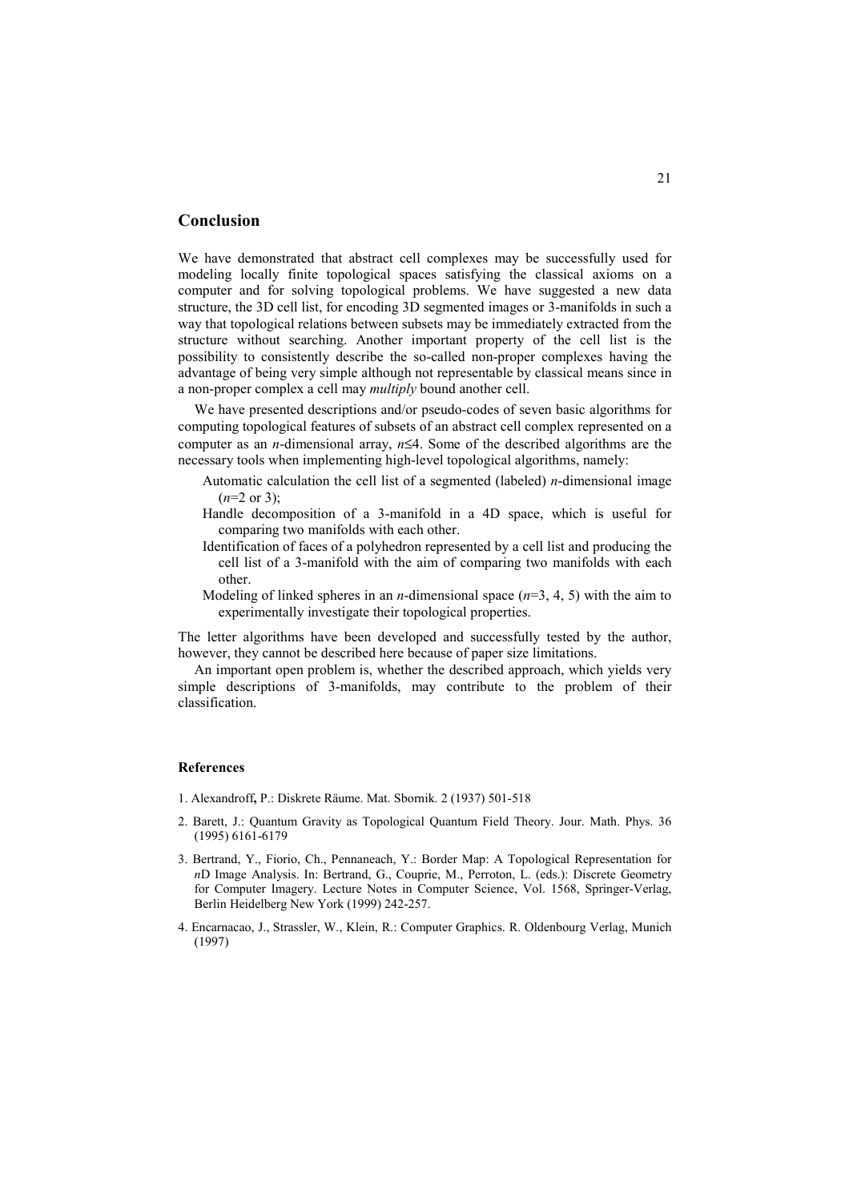## Conclusion

We have demonstrated that abstract cell complexes may be successfully used for modeling locally finite topological spaces satisfying the classical axioms on a computer and for solving topological problems. We have suggested a new data structure, the 3D cell list, for encoding 3D segmented images or 3-manifolds in such a way that topological relations between subsets may be immediately extracted from the structure without searching. Another important property of the cell list is the possibility to consistently describe the so-called non-proper complexes having the advantage of being very simple although not representable by classical means since in a non-proper complex a cell may *multiply* bound another cell.

We have presented descriptions and/or pseudo-codes of seven basic algorithms for computing topological features of subsets of an abstract cell complex represented on a computer as an $n$-dimensional array, $n \leq 4$. Some of the described algorithms are the necessary tools when implementing high-level topological algorithms, namely:

- Automatic calculation the cell list of a segmented (labeled) $n$-dimensional image ($n$=2 or 3);
- Handle decomposition of a 3-manifold in a 4D space, which is useful for comparing two manifolds with each other.
- Identification of faces of a polyhedron represented by a cell list and producing the cell list of a 3-manifold with the aim of comparing two manifolds with each other.
- Modeling of linked spheres in an $n$-dimensional space ($n$=3, 4, 5) with the aim to experimentally investigate their topological properties.

The letter algorithms have been developed and successfully tested by the author, however, they cannot be described here because of paper size limitations.

An important open problem is, whether the described approach, which yields very simple descriptions of 3-manifolds, may contribute to the problem of their classification.

### References

1. Alexandroff, P.: Diskrete Räume. Mat. Sbornik. 2 (1937) 501-518
2. Barett, J.: Quantum Gravity as Topological Quantum Field Theory. Jour. Math. Phys. 36 (1995) 6161-6179
3. Bertrand, Y., Fiorio, Ch., Pennaneach, Y.: Border Map: A Topological Representation for *n*D Image Analysis. In: Bertrand, G., Couprie, M., Perroton, L. (eds.): Discrete Geometry for Computer Imagery. Lecture Notes in Computer Science, Vol. 1568, Springer-Verlag, Berlin Heidelberg New York (1999) 242-257.
4. Encarnacao, J., Strassler, W., Klein, R.: Computer Graphics. R. Oldenbourg Verlag, Munich (1997)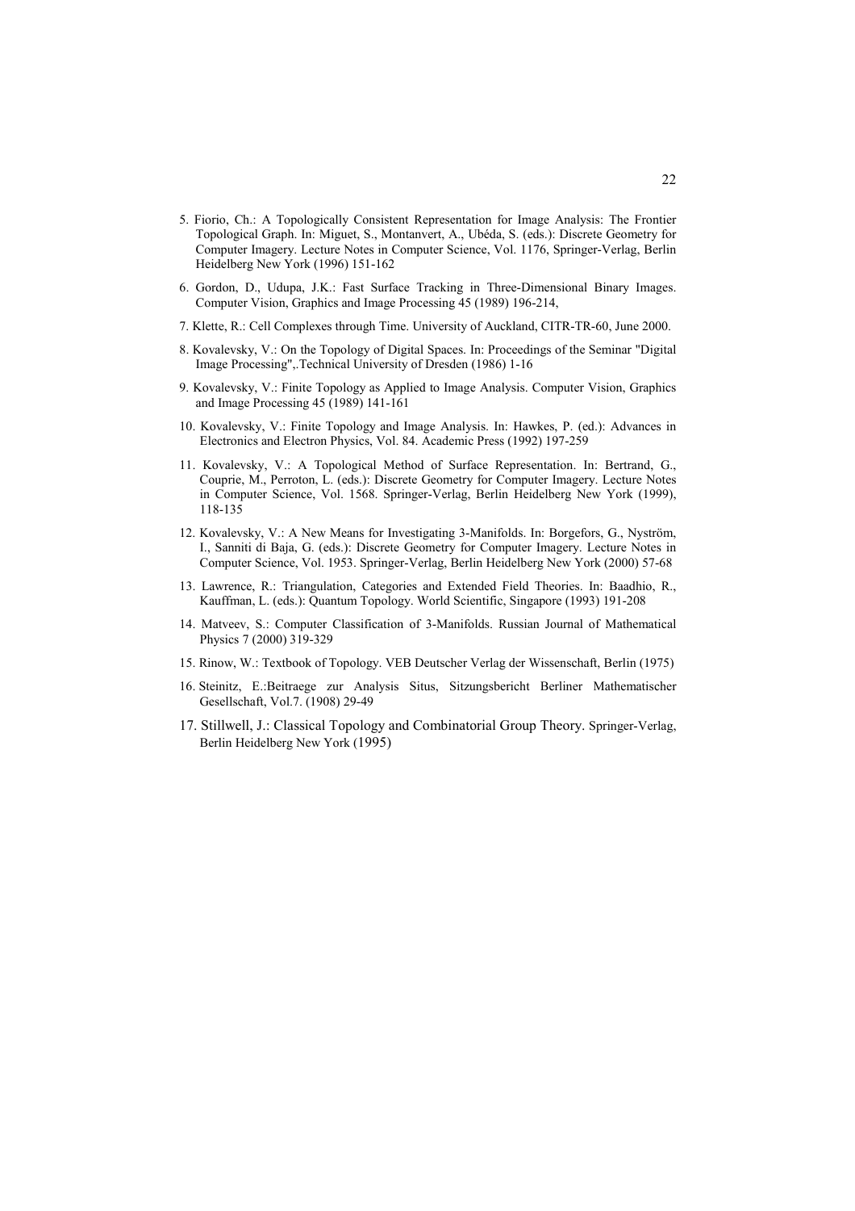5. Fiorio, Ch.: A Topologically Consistent Representation for Image Analysis: The Frontier Topological Graph. In: Miguet, S., Montanvert, A., Ubéda, S. (eds.): Discrete Geometry for Computer Imagery. Lecture Notes in Computer Science, Vol. 1176, Springer-Verlag, Berlin Heidelberg New York (1996) 151-162

6. Gordon, D., Udupa, J.K.: Fast Surface Tracking in Three-Dimensional Binary Images. Computer Vision, Graphics and Image Processing 45 (1989) 196-214,

7. Klette, R.: Cell Complexes through Time. University of Auckland, CITR-TR-60, June 2000.

8. Kovalevsky, V.: On the Topology of Digital Spaces. In: Proceedings of the Seminar "Digital Image Processing",.Technical University of Dresden (1986) 1-16

9. Kovalevsky, V.: Finite Topology as Applied to Image Analysis. Computer Vision, Graphics and Image Processing 45 (1989) 141-161

10. Kovalevsky, V.: Finite Topology and Image Analysis. In: Hawkes, P. (ed.): Advances in Electronics and Electron Physics, Vol. 84. Academic Press (1992) 197-259

11. Kovalevsky, V.: A Topological Method of Surface Representation. In: Bertrand, G., Couprie, M., Perroton, L. (eds.): Discrete Geometry for Computer Imagery. Lecture Notes in Computer Science, Vol. 1568. Springer-Verlag, Berlin Heidelberg New York (1999), 118-135

12. Kovalevsky, V.: A New Means for Investigating 3-Manifolds. In: Borgefors, G., Nyström, I., Sanniti di Baja, G. (eds.): Discrete Geometry for Computer Imagery. Lecture Notes in Computer Science, Vol. 1953. Springer-Verlag, Berlin Heidelberg New York (2000) 57-68

13. Lawrence, R.: Triangulation, Categories and Extended Field Theories. In: Baadhio, R., Kauffman, L. (eds.): Quantum Topology. World Scientific, Singapore (1993) 191-208

14. Matveev, S.: Computer Classification of 3-Manifolds. Russian Journal of Mathematical Physics 7 (2000) 319-329

15. Rinow, W.: Textbook of Topology. VEB Deutscher Verlag der Wissenschaft, Berlin (1975)

16. Steinitz, E.:Beitraege zur Analysis Situs, Sitzungsbericht Berliner Mathematischer Gesellschaft, Vol.7. (1908) 29-49

17. Stillwell, J.: Classical Topology and Combinatorial Group Theory. Springer-Verlag, Berlin Heidelberg New York (1995)